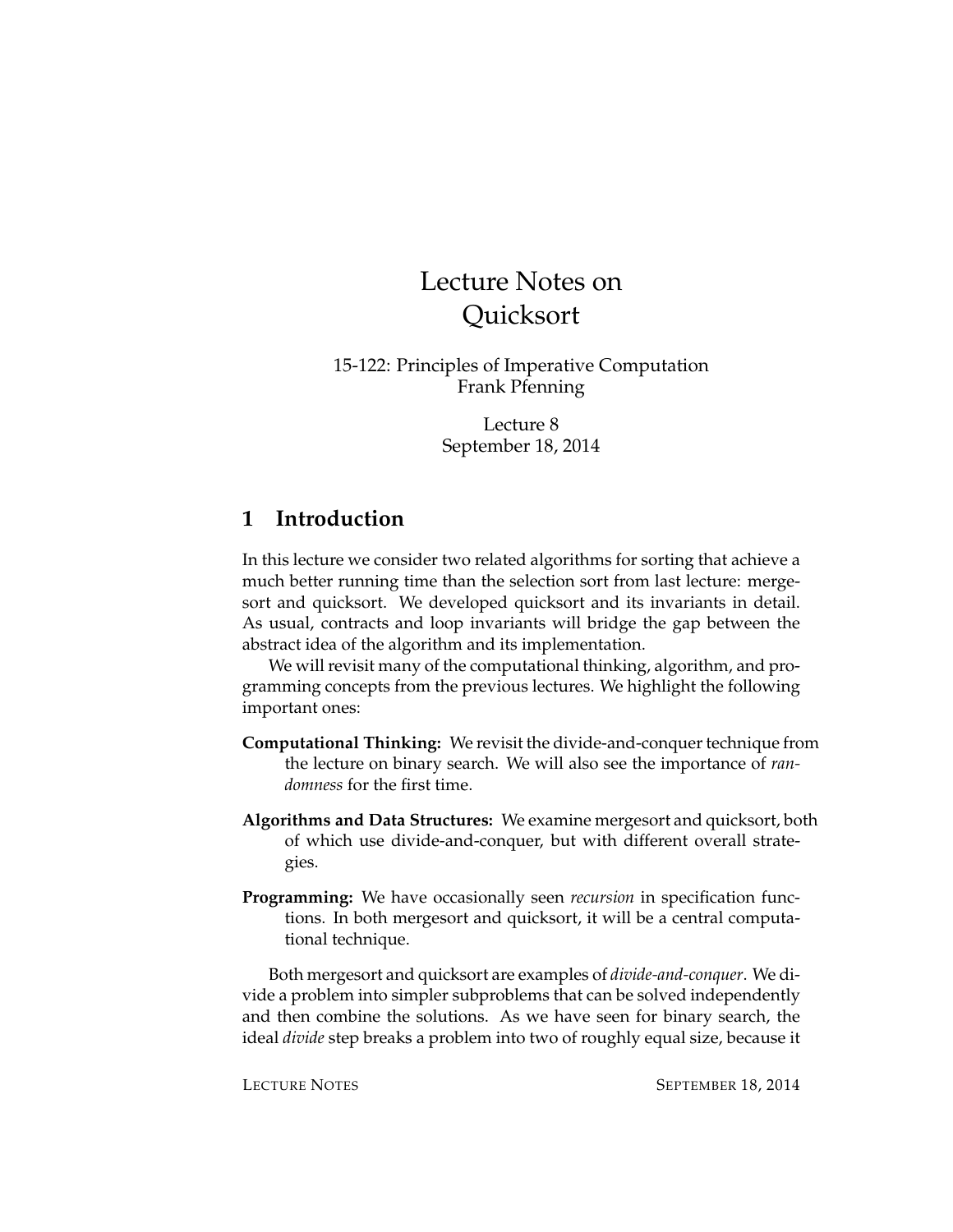# Lecture Notes on Quicksort

15-122: Principles of Imperative Computation
Frank Pfenning

Lecture 8
September 18, 2014

## 1 Introduction

In this lecture we consider two related algorithms for sorting that achieve a much better running time than the selection sort from last lecture: mergesort and quicksort. We developed quicksort and its invariants in detail. As usual, contracts and loop invariants will bridge the gap between the abstract idea of the algorithm and its implementation.

We will revisit many of the computational thinking, algorithm, and programming concepts from the previous lectures. We highlight the following important ones:

**Computational Thinking:** We revisit the divide-and-conquer technique from the lecture on binary search. We will also see the importance of *randomness* for the first time.

**Algorithms and Data Structures:** We examine mergesort and quicksort, both of which use divide-and-conquer, but with different overall strategies.

**Programming:** We have occasionally seen *recursion* in specification functions. In both mergesort and quicksort, it will be a central computational technique.

Both mergesort and quicksort are examples of *divide-and-conquer*. We divide a problem into simpler subproblems that can be solved independently and then combine the solutions. As we have seen for binary search, the ideal *divide* step breaks a problem into two of roughly equal size, because it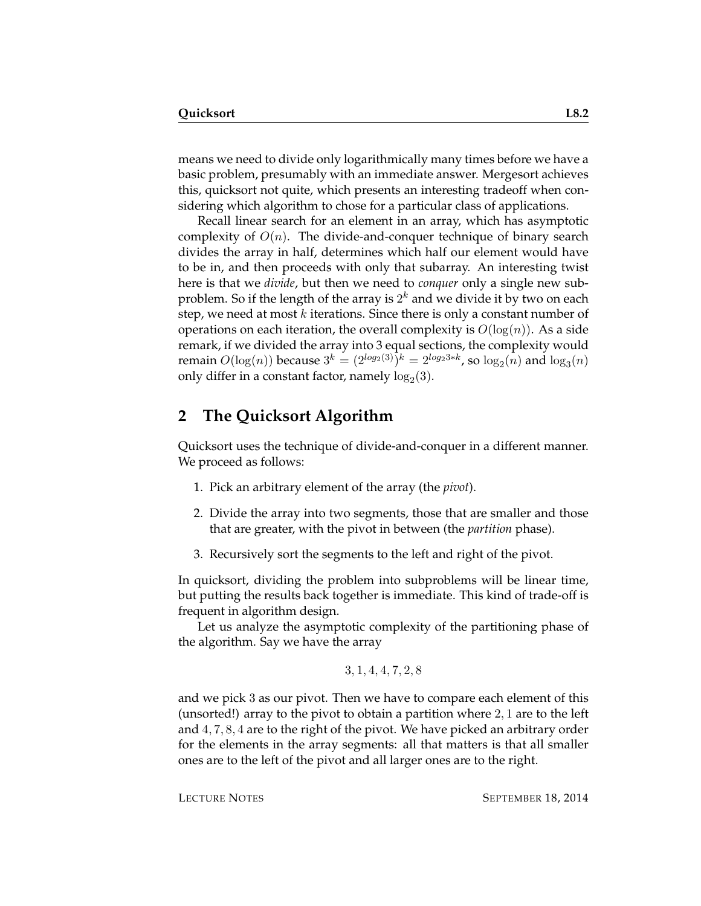means we need to divide only logarithmically many times before we have a basic problem, presumably with an immediate answer. Mergesort achieves this, quicksort not quite, which presents an interesting tradeoff when considering which algorithm to chose for a particular class of applications.

Recall linear search for an element in an array, which has asymptotic complexity of $O(n)$. The divide-and-conquer technique of binary search divides the array in half, determines which half our element would have to be in, and then proceeds with only that subarray. An interesting twist here is that we *divide*, but then we need to *conquer* only a single new subproblem. So if the length of the array is $2^k$ and we divide it by two on each step, we need at most $k$ iterations. Since there is only a constant number of operations on each iteration, the overall complexity is $O(\log(n))$. As a side remark, if we divided the array into 3 equal sections, the complexity would remain $O(\log(n))$ because $3^k = (2^{log_2(3)})^k = 2^{log_2 3 * k}$, so $\log_2(n)$ and $\log_3(n)$ only differ in a constant factor, namely $\log_2(3)$.

## 2 The Quicksort Algorithm

Quicksort uses the technique of divide-and-conquer in a different manner. We proceed as follows:

1. Pick an arbitrary element of the array (the *pivot*).
2. Divide the array into two segments, those that are smaller and those that are greater, with the pivot in between (the *partition* phase).
3. Recursively sort the segments to the left and right of the pivot.

In quicksort, dividing the problem into subproblems will be linear time, but putting the results back together is immediate. This kind of trade-off is frequent in algorithm design.

Let us analyze the asymptotic complexity of the partitioning phase of the algorithm. Say we have the array

$$3, 1, 4, 4, 7, 2, 8$$

and we pick $3$ as our pivot. Then we have to compare each element of this (unsorted!) array to the pivot to obtain a partition where $2, 1$ are to the left and $4, 7, 8, 4$ are to the right of the pivot. We have picked an arbitrary order for the elements in the array segments: all that matters is that all smaller ones are to the left of the pivot and all larger ones are to the right.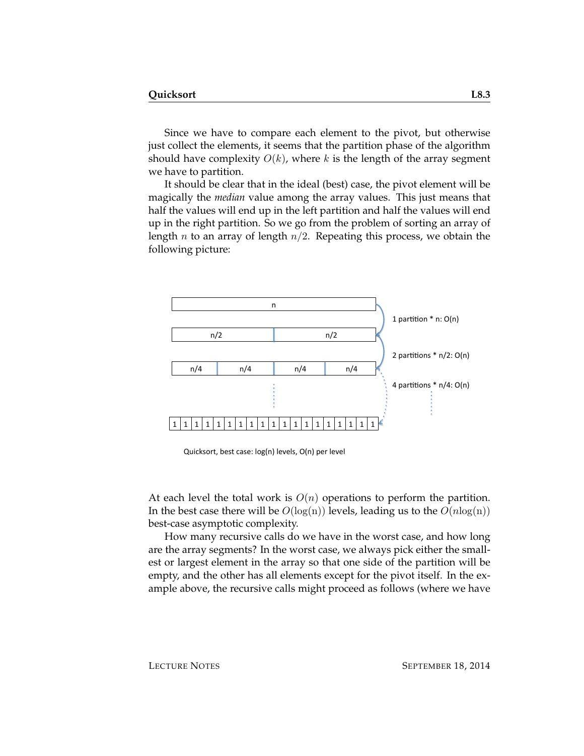Since we have to compare each element to the pivot, but otherwise just collect the elements, it seems that the partition phase of the algorithm should have complexity $O(k)$, where $k$ is the length of the array segment we have to partition.

It should be clear that in the ideal (best) case, the pivot element will be magically the *median* value among the array values. This just means that half the values will end up in the left partition and half the values will end up in the right partition. So we go from the problem of sorting an array of length $n$ to an array of length $n/2$. Repeating this process, we obtain the following picture:

Quicksort, best case: log(n) levels, O(n) per level

At each level the total work is $O(n)$ operations to perform the partition. In the best case there will be $O(\log(n))$ levels, leading us to the $O(n\log(n))$ best-case asymptotic complexity.

How many recursive calls do we have in the worst case, and how long are the array segments? In the worst case, we always pick either the smallest or largest element in the array so that one side of the partition will be empty, and the other has all elements except for the pivot itself. In the example above, the recursive calls might proceed as follows (where we have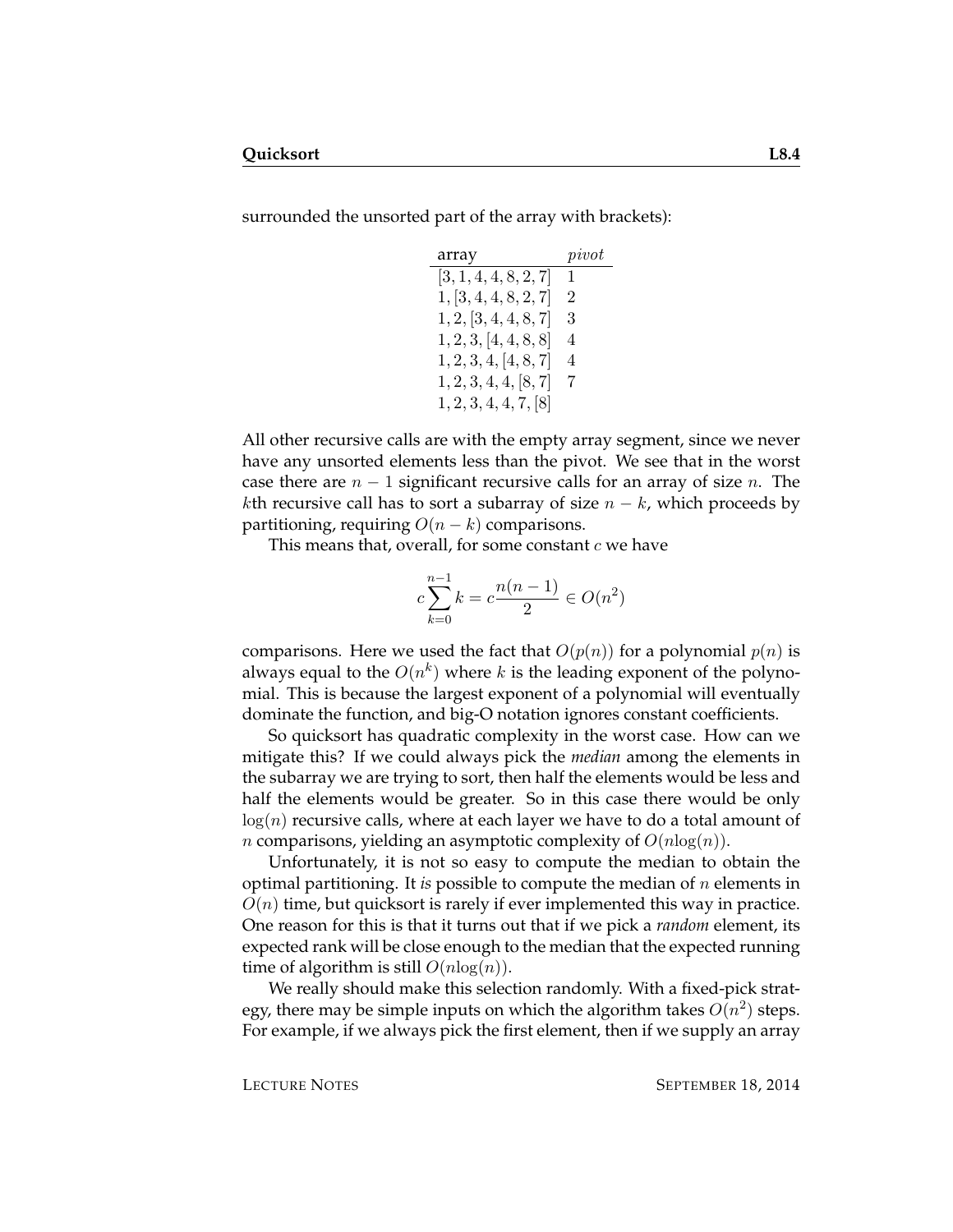surrounded the unsorted part of the array with brackets):

| array | $pivot$ |
|---|---|
| $[3, 1, 4, 4, 8, 2, 7]$ | $1$ |
| $1, [3, 4, 4, 8, 2, 7]$ | $2$ |
| $1, 2, [3, 4, 4, 8, 7]$ | $3$ |
| $1, 2, 3, [4, 4, 8, 8]$ | $4$ |
| $1, 2, 3, 4, [4, 8, 7]$ | $4$ |
| $1, 2, 3, 4, 4, [8, 7]$ | $7$ |
| $1, 2, 3, 4, 4, 7, [8]$ | |

All other recursive calls are with the empty array segment, since we never have any unsorted elements less than the pivot. We see that in the worst case there are $n - 1$ significant recursive calls for an array of size $n$. The $k$th recursive call has to sort a subarray of size $n - k$, which proceeds by partitioning, requiring $O(n - k)$ comparisons.

This means that, overall, for some constant $c$ we have

$$c \sum_{k=0}^{n-1} k = c\frac{n(n-1)}{2} \in O(n^2)$$

comparisons. Here we used the fact that $O(p(n))$ for a polynomial $p(n)$ is always equal to the $O(n^k)$ where $k$ is the leading exponent of the polynomial. This is because the largest exponent of a polynomial will eventually dominate the function, and big-O notation ignores constant coefficients.

So quicksort has quadratic complexity in the worst case. How can we mitigate this? If we could always pick the *median* among the elements in the subarray we are trying to sort, then half the elements would be less and half the elements would be greater. So in this case there would be only $\log(n)$ recursive calls, where at each layer we have to do a total amount of $n$ comparisons, yielding an asymptotic complexity of $O(n\log(n))$.

Unfortunately, it is not so easy to compute the median to obtain the optimal partitioning. It *is* possible to compute the median of $n$ elements in $O(n)$ time, but quicksort is rarely if ever implemented this way in practice. One reason for this is that it turns out that if we pick a *random* element, its expected rank will be close enough to the median that the expected running time of algorithm is still $O(n\log(n))$.

We really should make this selection randomly. With a fixed-pick strategy, there may be simple inputs on which the algorithm takes $O(n^2)$ steps. For example, if we always pick the first element, then if we supply an array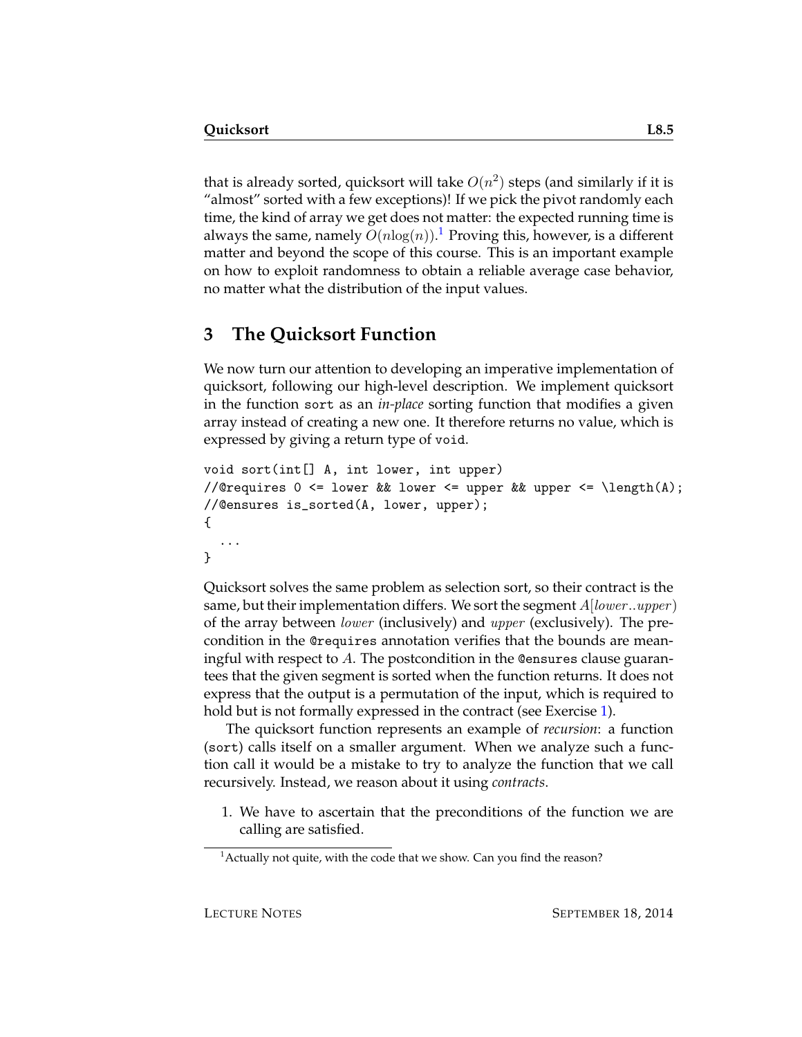that is already sorted, quicksort will take $O(n^2)$ steps (and similarly if it is "almost" sorted with a few exceptions)! If we pick the pivot randomly each time, the kind of array we get does not matter: the expected running time is always the same, namely $O(n\log(n))$.[1] Proving this, however, is a different matter and beyond the scope of this course. This is an important example on how to exploit randomness to obtain a reliable average case behavior, no matter what the distribution of the input values.

## 3 The Quicksort Function

We now turn our attention to developing an imperative implementation of quicksort, following our high-level description. We implement quicksort in the function `sort` as an *in-place* sorting function that modifies a given array instead of creating a new one. It therefore returns no value, which is expressed by giving a return type of `void`.

```
void sort(int[] A, int lower, int upper)
//@requires 0 <= lower && lower <= upper && upper <= \length(A);
//@ensures is_sorted(A, lower, upper);
{
  ...
}
```

Quicksort solves the same problem as selection sort, so their contract is the same, but their implementation differs. We sort the segment $A[lower..upper)$ of the array between $lower$ (inclusively) and $upper$ (exclusively). The precondition in the `@requires` annotation verifies that the bounds are meaningful with respect to $A$. The postcondition in the `@ensures` clause guarantees that the given segment is sorted when the function returns. It does not express that the output is a permutation of the input, which is required to hold but is not formally expressed in the contract (see Exercise 1).

The quicksort function represents an example of *recursion*: a function (`sort`) calls itself on a smaller argument. When we analyze such a function call it would be a mistake to try to analyze the function that we call recursively. Instead, we reason about it using *contracts*.

1. We have to ascertain that the preconditions of the function we are calling are satisfied.

[1] Actually not quite, with the code that we show. Can you find the reason?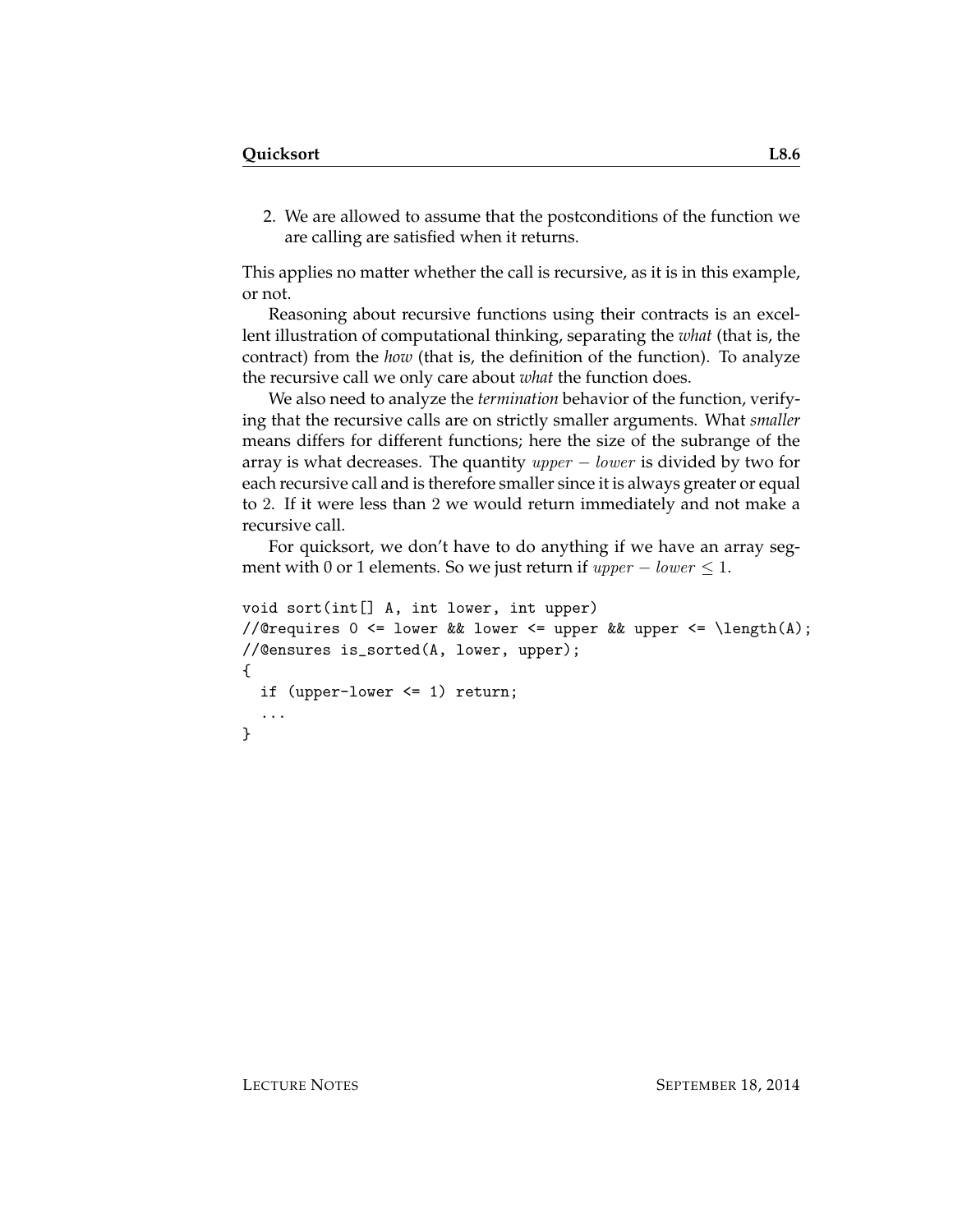2. We are allowed to assume that the postconditions of the function we are calling are satisfied when it returns.

This applies no matter whether the call is recursive, as it is in this example, or not.

Reasoning about recursive functions using their contracts is an excellent illustration of computational thinking, separating the *what* (that is, the contract) from the *how* (that is, the definition of the function). To analyze the recursive call we only care about *what* the function does.

We also need to analyze the *termination* behavior of the function, verifying that the recursive calls are on strictly smaller arguments. What *smaller* means differs for different functions; here the size of the subrange of the array is what decreases. The quantity $upper - lower$ is divided by two for each recursive call and is therefore smaller since it is always greater or equal to $2$. If it were less than $2$ we would return immediately and not make a recursive call.

For quicksort, we don't have to do anything if we have an array segment with 0 or 1 elements. So we just return if $upper - lower \leq 1$.

```
void sort(int[] A, int lower, int upper)
//@requires 0 <= lower && lower <= upper && upper <= \length(A);
//@ensures is_sorted(A, lower, upper);
{
  if (upper-lower <= 1) return;
  ...
}
```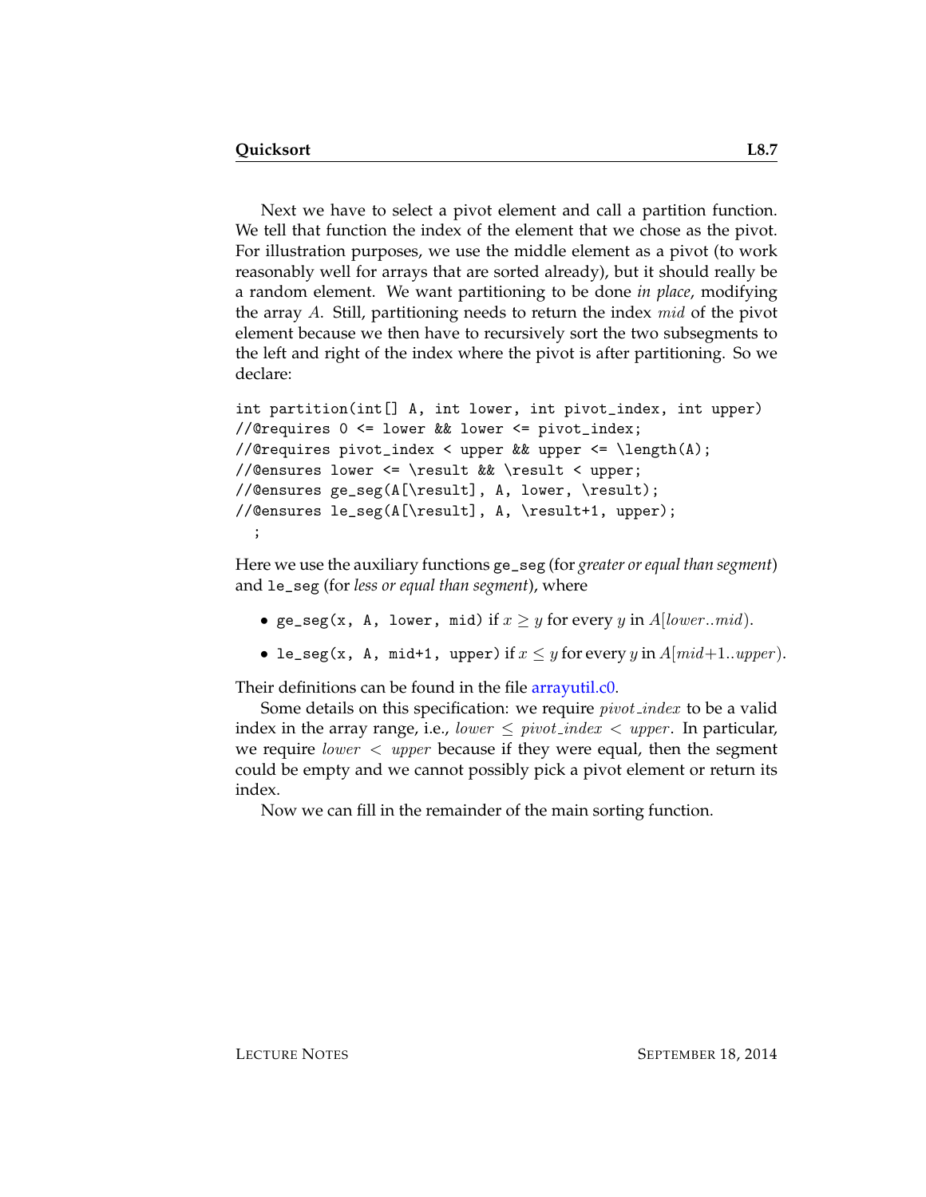Next we have to select a pivot element and call a partition function. We tell that function the index of the element that we chose as the pivot. For illustration purposes, we use the middle element as a pivot (to work reasonably well for arrays that are sorted already), but it should really be a random element. We want partitioning to be done *in place*, modifying the array $A$. Still, partitioning needs to return the index $mid$ of the pivot element because we then have to recursively sort the two subsegments to the left and right of the index where the pivot is after partitioning. So we declare:

```
int partition(int[] A, int lower, int pivot_index, int upper)
//@requires 0 <= lower && lower <= pivot_index;
//@requires pivot_index < upper && upper <= \length(A);
//@ensures lower <= \result && \result < upper;
//@ensures ge_seg(A[\result], A, lower, \result);
//@ensures le_seg(A[\result], A, \result+1, upper);
  ;
```

Here we use the auxiliary functions `ge_seg` (for *greater or equal than segment*) and `le_seg` (for *less or equal than segment*), where

- `ge_seg(x, A, lower, mid)` if $x \geq y$ for every $y$ in $A[lower..mid)$.
- `le_seg(x, A, mid+1, upper)` if $x \leq y$ for every $y$ in $A[mid+1..upper)$.

Their definitions can be found in the file arrayutil.c0.

Some details on this specification: we require $pivot\_index$ to be a valid index in the array range, i.e., $lower \leq pivot\_index < upper$. In particular, we require $lower < upper$ because if they were equal, then the segment could be empty and we cannot possibly pick a pivot element or return its index.

Now we can fill in the remainder of the main sorting function.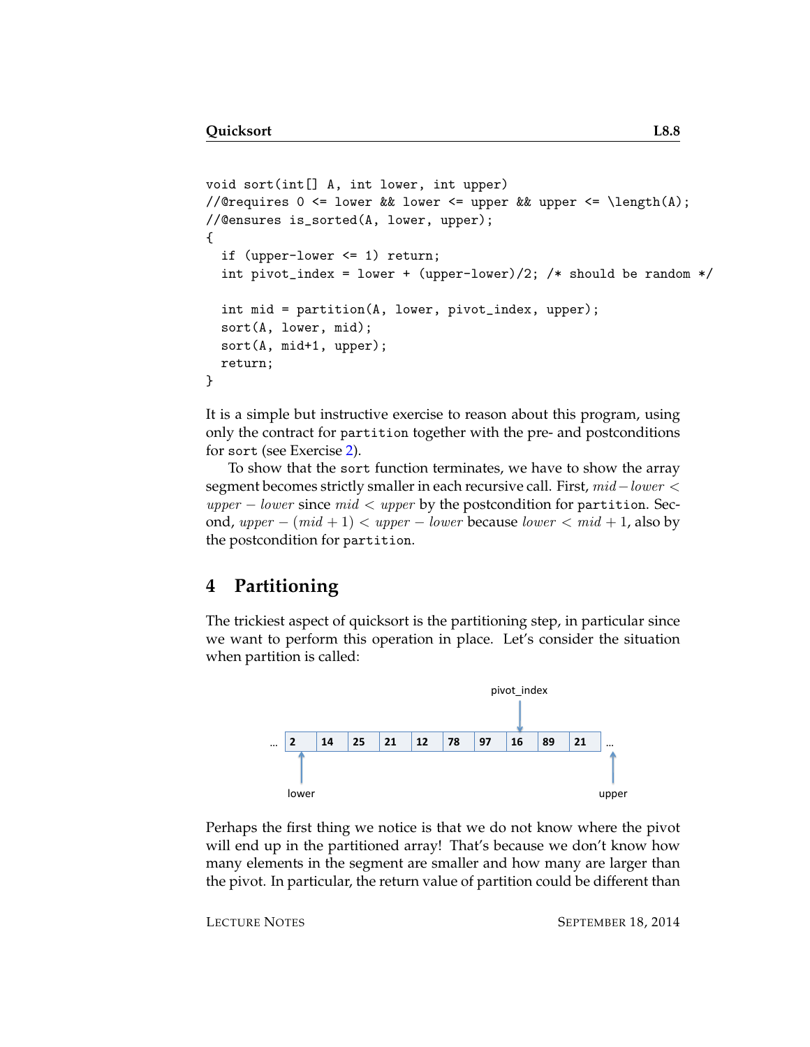```
void sort(int[] A, int lower, int upper)
//@requires 0 <= lower && lower <= upper && upper <= \length(A);
//@ensures is_sorted(A, lower, upper);
{
  if (upper-lower <= 1) return;
  int pivot_index = lower + (upper-lower)/2; /* should be random */

  int mid = partition(A, lower, pivot_index, upper);
  sort(A, lower, mid);
  sort(A, mid+1, upper);
  return;
}
```

It is a simple but instructive exercise to reason about this program, using only the contract for `partition` together with the pre- and postconditions for `sort` (see Exercise 2).

To show that the `sort` function terminates, we have to show the array segment becomes strictly smaller in each recursive call. First, $mid - lower < upper - lower$ since $mid < upper$ by the postcondition for `partition`. Second, $upper - (mid + 1) < upper - lower$ because $lower < mid + 1$, also by the postcondition for `partition`.

## 4 Partitioning

The trickiest aspect of quicksort is the partitioning step, in particular since we want to perform this operation in place. Let's consider the situation when partition is called:

| ... | 2 | 14 | 25 | 21 | 12 | 78 | 97 | 16 | 89 | 21 | ... |
|---|---|---|---|---|---|---|---|---|---|---|---|

(lower points to 2; pivot_index points to 16; upper points just past the last 21)

Perhaps the first thing we notice is that we do not know where the pivot will end up in the partitioned array! That's because we don't know how many elements in the segment are smaller and how many are larger than the pivot. In particular, the return value of partition could be different than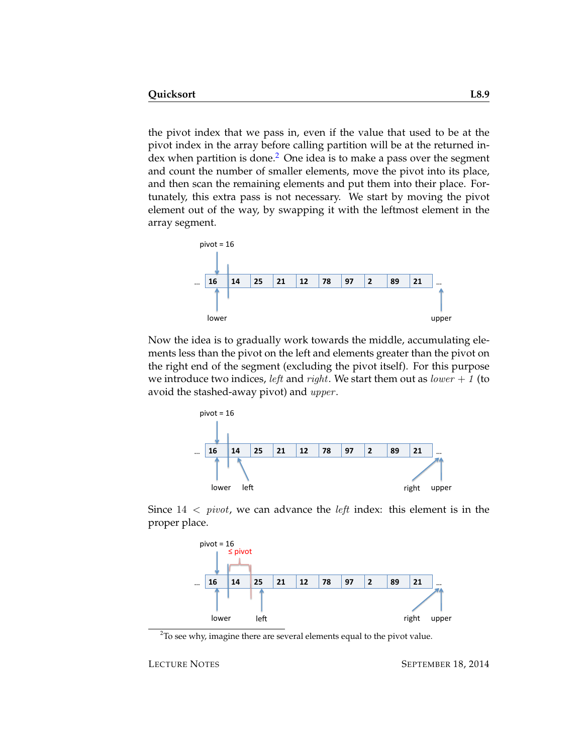the pivot index that we pass in, even if the value that used to be at the pivot index in the array before calling partition will be at the returned index when partition is done.[2] One idea is to make a pass over the segment and count the number of smaller elements, move the pivot into its place, and then scan the remaining elements and put them into their place. Fortunately, this extra pass is not necessary. We start by moving the pivot element out of the way, by swapping it with the leftmost element in the array segment.

pivot = 16

| … | 16 | 14 | 25 | 21 | 12 | 78 | 97 | 2 | 89 | 21 | … |
|---|---|---|---|---|---|---|---|---|---|---|---|

lower, upper

Now the idea is to gradually work towards the middle, accumulating elements less than the pivot on the left and elements greater than the pivot on the right end of the segment (excluding the pivot itself). For this purpose we introduce two indices, *left* and *right*. We start them out as $lower + 1$ (to avoid the stashed-away pivot) and $upper$.

pivot = 16

| … | 16 | 14 | 25 | 21 | 12 | 78 | 97 | 2 | 89 | 21 | … |
|---|---|---|---|---|---|---|---|---|---|---|---|

lower, left, right, upper

Since $14 < pivot$, we can advance the *left* index: this element is in the proper place.

pivot = 16, ≤ pivot

| … | 16 | 14 | 25 | 21 | 12 | 78 | 97 | 2 | 89 | 21 | … |
|---|---|---|---|---|---|---|---|---|---|---|---|

lower, left, right, upper

[2] To see why, imagine there are several elements equal to the pivot value.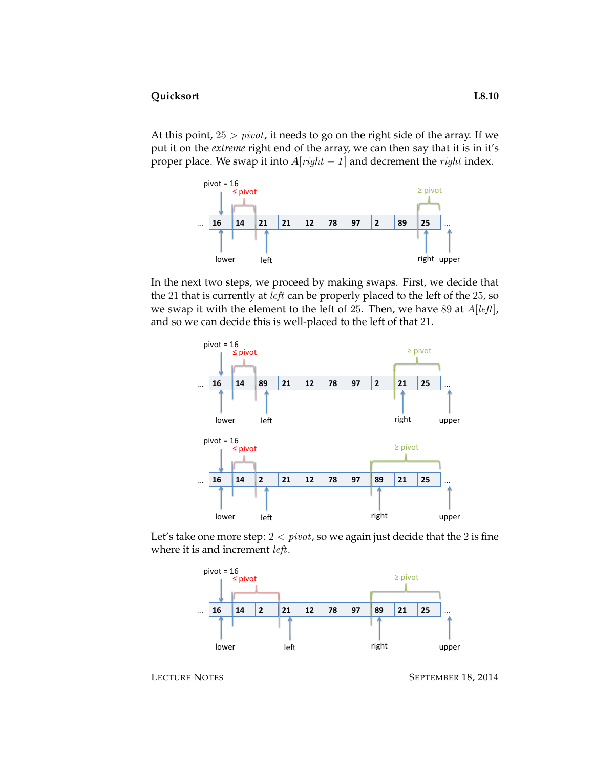At this point, $25 > pivot$, it needs to go on the right side of the array. If we put it on the *extreme* right end of the array, we can then say that it is in it's proper place. We swap it into $A[right - 1]$ and decrement the $right$ index.

In the next two steps, we proceed by making swaps. First, we decide that the 21 that is currently at $left$ can be properly placed to the left of the 25, so we swap it with the element to the left of 25. Then, we have 89 at $A[left]$, and so we can decide this is well-placed to the left of that 21.

Let's take one more step: $2 < pivot$, so we again just decide that the 2 is fine where it is and increment $left$.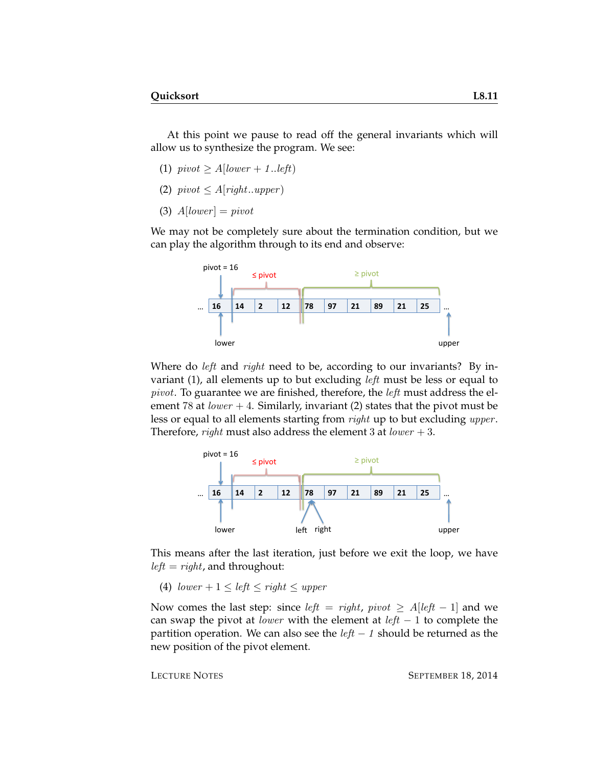At this point we pause to read off the general invariants which will allow us to synthesize the program. We see:

(1) $pivot \geq A[lower + 1..left)$

(2) $pivot \leq A[right..upper)$

(3) $A[lower] = pivot$

We may not be completely sure about the termination condition, but we can play the algorithm through to its end and observe:

Where do $left$ and $right$ need to be, according to our invariants? By invariant (1), all elements up to but excluding $left$ must be less or equal to $pivot$. To guarantee we are finished, therefore, the $left$ must address the element 78 at $lower + 4$. Similarly, invariant (2) states that the pivot must be less or equal to all elements starting from $right$ up to but excluding $upper$. Therefore, $right$ must also address the element 3 at $lower + 3$.

This means after the last iteration, just before we exit the loop, we have $left = right$, and throughout:

(4) $lower + 1 \leq left \leq right \leq upper$

Now comes the last step: since $left = right$, $pivot \geq A[left - 1]$ and we can swap the pivot at $lower$ with the element at $left - 1$ to complete the partition operation. We can also see the $left - 1$ should be returned as the new position of the pivot element.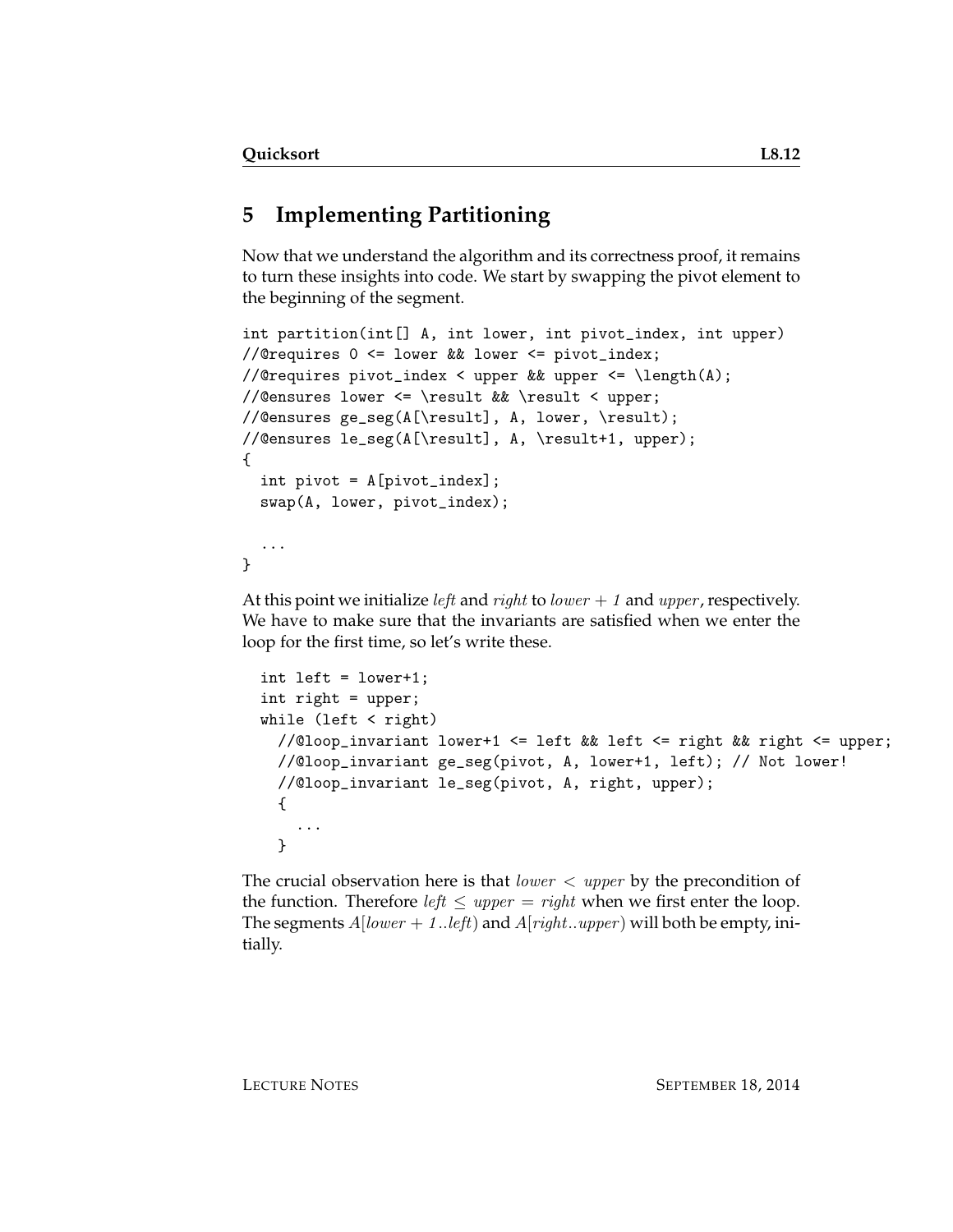## 5 Implementing Partitioning

Now that we understand the algorithm and its correctness proof, it remains to turn these insights into code. We start by swapping the pivot element to the beginning of the segment.

```
int partition(int[] A, int lower, int pivot_index, int upper)
//@requires 0 <= lower && lower <= pivot_index;
//@requires pivot_index < upper && upper <= \length(A);
//@ensures lower <= \result && \result < upper;
//@ensures ge_seg(A[\result], A, lower, \result);
//@ensures le_seg(A[\result], A, \result+1, upper);
{
  int pivot = A[pivot_index];
  swap(A, lower, pivot_index);

  ...
}
```

At this point we initialize *left* and *right* to *lower + 1* and *upper*, respectively. We have to make sure that the invariants are satisfied when we enter the loop for the first time, so let's write these.

```
  int left = lower+1;
  int right = upper;
  while (left < right)
    //@loop_invariant lower+1 <= left && left <= right && right <= upper;
    //@loop_invariant ge_seg(pivot, A, lower+1, left); // Not lower!
    //@loop_invariant le_seg(pivot, A, right, upper);
    {
      ...
    }
```

The crucial observation here is that $lower < upper$ by the precondition of the function. Therefore $left \leq upper = right$ when we first enter the loop. The segments $A[lower + 1..left)$ and $A[right..upper)$ will both be empty, initially.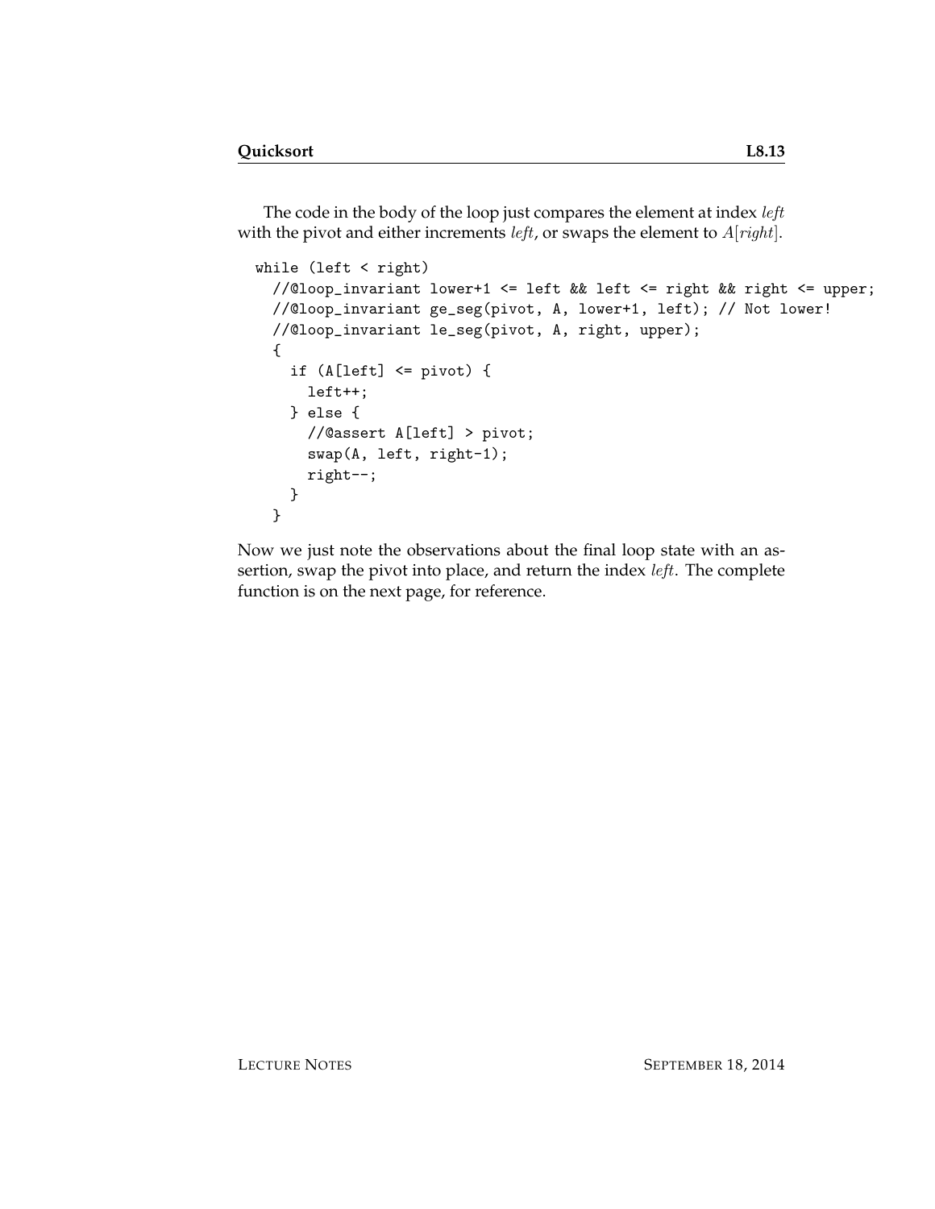The code in the body of the loop just compares the element at index *left* with the pivot and either increments *left*, or swaps the element to $A[right]$.

```
while (left < right)
  //@loop_invariant lower+1 <= left && left <= right && right <= upper;
  //@loop_invariant ge_seg(pivot, A, lower+1, left); // Not lower!
  //@loop_invariant le_seg(pivot, A, right, upper);
  {
    if (A[left] <= pivot) {
      left++;
    } else {
      //@assert A[left] > pivot;
      swap(A, left, right-1);
      right--;
    }
  }
```

Now we just note the observations about the final loop state with an assertion, swap the pivot into place, and return the index *left*. The complete function is on the next page, for reference.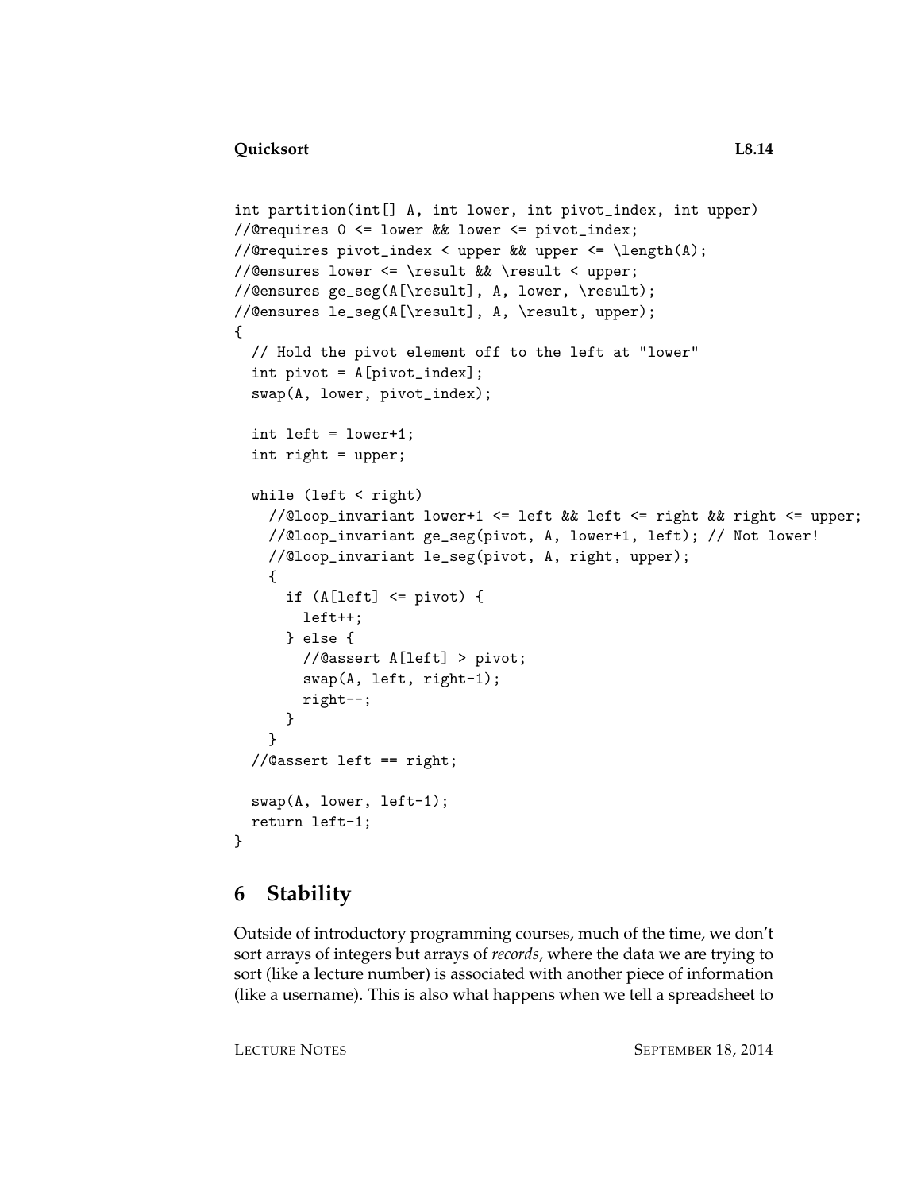```
int partition(int[] A, int lower, int pivot_index, int upper)
//@requires 0 <= lower && lower <= pivot_index;
//@requires pivot_index < upper && upper <= \length(A);
//@ensures lower <= \result && \result < upper;
//@ensures ge_seg(A[\result], A, lower, \result);
//@ensures le_seg(A[\result], A, \result, upper);
{
  // Hold the pivot element off to the left at "lower"
  int pivot = A[pivot_index];
  swap(A, lower, pivot_index);

  int left = lower+1;
  int right = upper;

  while (left < right)
    //@loop_invariant lower+1 <= left && left <= right && right <= upper;
    //@loop_invariant ge_seg(pivot, A, lower+1, left); // Not lower!
    //@loop_invariant le_seg(pivot, A, right, upper);
    {
      if (A[left] <= pivot) {
        left++;
      } else {
        //@assert A[left] > pivot;
        swap(A, left, right-1);
        right--;
      }
    }
  //@assert left == right;

  swap(A, lower, left-1);
  return left-1;
}
```

## 6 Stability

Outside of introductory programming courses, much of the time, we don't sort arrays of integers but arrays of *records*, where the data we are trying to sort (like a lecture number) is associated with another piece of information (like a username). This is also what happens when we tell a spreadsheet to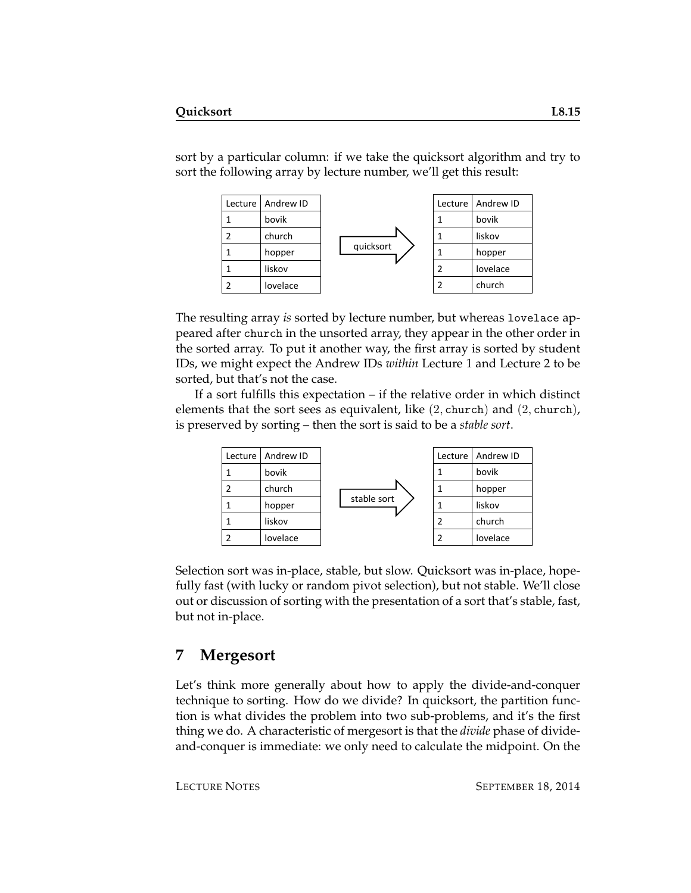sort by a particular column: if we take the quicksort algorithm and try to sort the following array by lecture number, we'll get this result:

| Lecture | Andrew ID |
|---|---|
| 1 | bovik |
| 2 | church |
| 1 | hopper |
| 1 | liskov |
| 2 | lovelace |

quicksort →

| Lecture | Andrew ID |
|---|---|
| 1 | bovik |
| 1 | liskov |
| 1 | hopper |
| 2 | lovelace |
| 2 | church |

The resulting array *is* sorted by lecture number, but whereas `lovelace` appeared after `church` in the unsorted array, they appear in the other order in the sorted array. To put it another way, the first array is sorted by student IDs, we might expect the Andrew IDs *within* Lecture 1 and Lecture 2 to be sorted, but that's not the case.

If a sort fulfills this expectation – if the relative order in which distinct elements that the sort sees as equivalent, like $(2, \texttt{church})$ and $(2, \texttt{church})$, is preserved by sorting – then the sort is said to be a *stable sort*.

| Lecture | Andrew ID |
|---|---|
| 1 | bovik |
| 2 | church |
| 1 | hopper |
| 1 | liskov |
| 2 | lovelace |

stable sort →

| Lecture | Andrew ID |
|---|---|
| 1 | bovik |
| 1 | hopper |
| 1 | liskov |
| 2 | church |
| 2 | lovelace |

Selection sort was in-place, stable, but slow. Quicksort was in-place, hopefully fast (with lucky or random pivot selection), but not stable. We'll close out or discussion of sorting with the presentation of a sort that's stable, fast, but not in-place.

## 7 Mergesort

Let's think more generally about how to apply the divide-and-conquer technique to sorting. How do we divide? In quicksort, the partition function is what divides the problem into two sub-problems, and it's the first thing we do. A characteristic of mergesort is that the *divide* phase of divide-and-conquer is immediate: we only need to calculate the midpoint. On the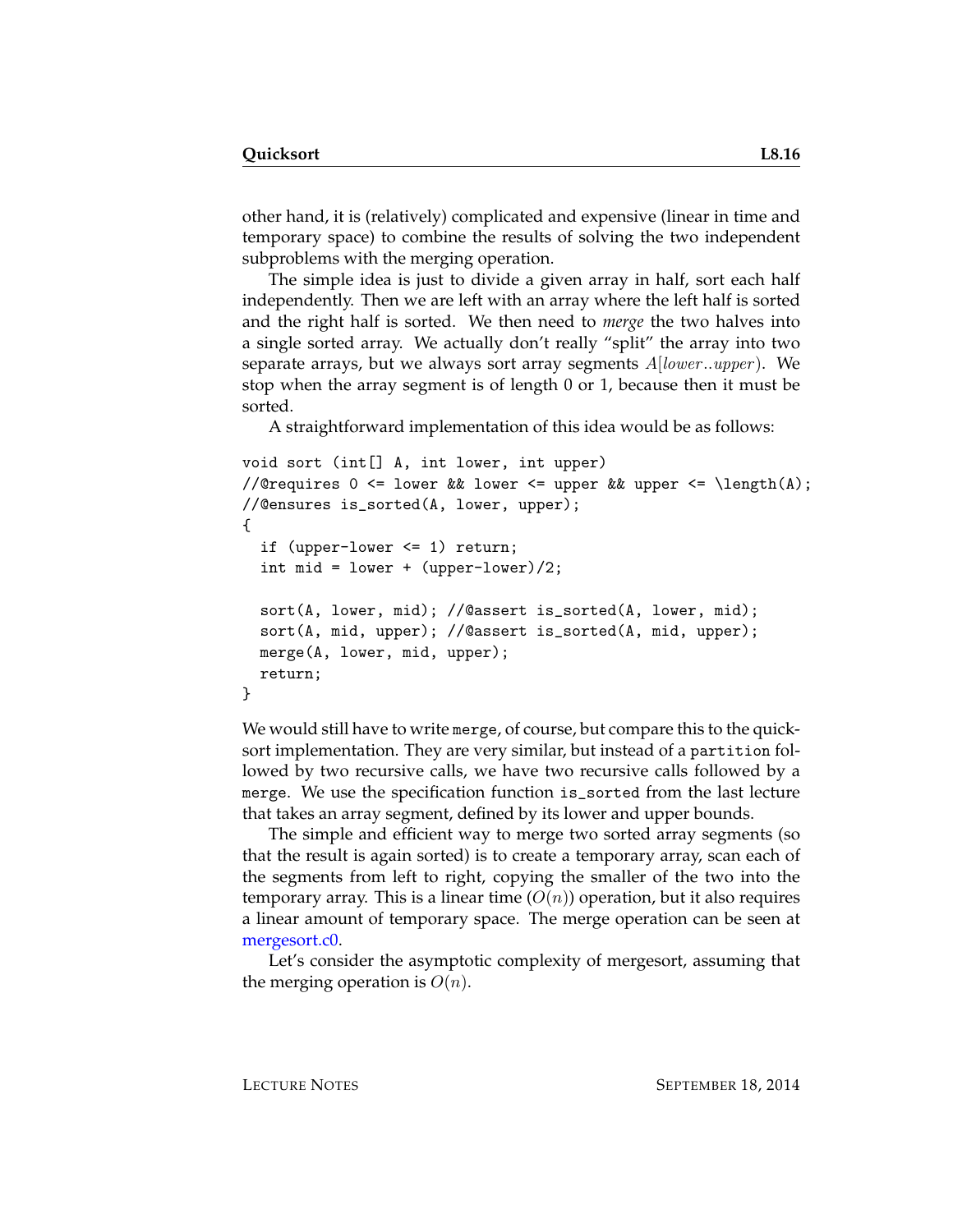other hand, it is (relatively) complicated and expensive (linear in time and temporary space) to combine the results of solving the two independent subproblems with the merging operation.

The simple idea is just to divide a given array in half, sort each half independently. Then we are left with an array where the left half is sorted and the right half is sorted. We then need to *merge* the two halves into a single sorted array. We actually don't really "split" the array into two separate arrays, but we always sort array segments $A[lower..upper)$. We stop when the array segment is of length 0 or 1, because then it must be sorted.

A straightforward implementation of this idea would be as follows:

```
void sort (int[] A, int lower, int upper)
//@requires 0 <= lower && lower <= upper && upper <= \length(A);
//@ensures is_sorted(A, lower, upper);
{
  if (upper-lower <= 1) return;
  int mid = lower + (upper-lower)/2;

  sort(A, lower, mid); //@assert is_sorted(A, lower, mid);
  sort(A, mid, upper); //@assert is_sorted(A, mid, upper);
  merge(A, lower, mid, upper);
  return;
}
```

We would still have to write `merge`, of course, but compare this to the quicksort implementation. They are very similar, but instead of a `partition` followed by two recursive calls, we have two recursive calls followed by a `merge`. We use the specification function `is_sorted` from the last lecture that takes an array segment, defined by its lower and upper bounds.

The simple and efficient way to merge two sorted array segments (so that the result is again sorted) is to create a temporary array, scan each of the segments from left to right, copying the smaller of the two into the temporary array. This is a linear time ($O(n)$) operation, but it also requires a linear amount of temporary space. The merge operation can be seen at mergesort.c0.

Let's consider the asymptotic complexity of mergesort, assuming that the merging operation is $O(n)$.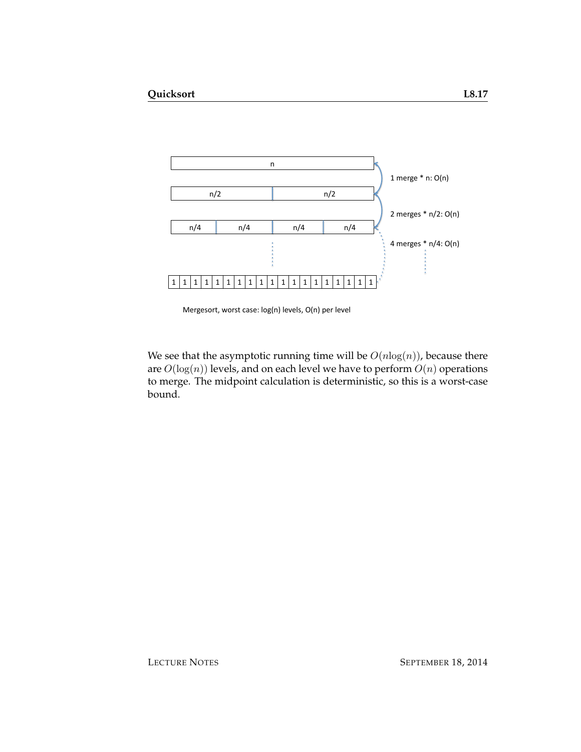Mergesort, worst case: log(n) levels, O(n) per level

We see that the asymptotic running time will be $O(n\log(n))$, because there are $O(\log(n))$ levels, and on each level we have to perform $O(n)$ operations to merge. The midpoint calculation is deterministic, so this is a worst-case bound.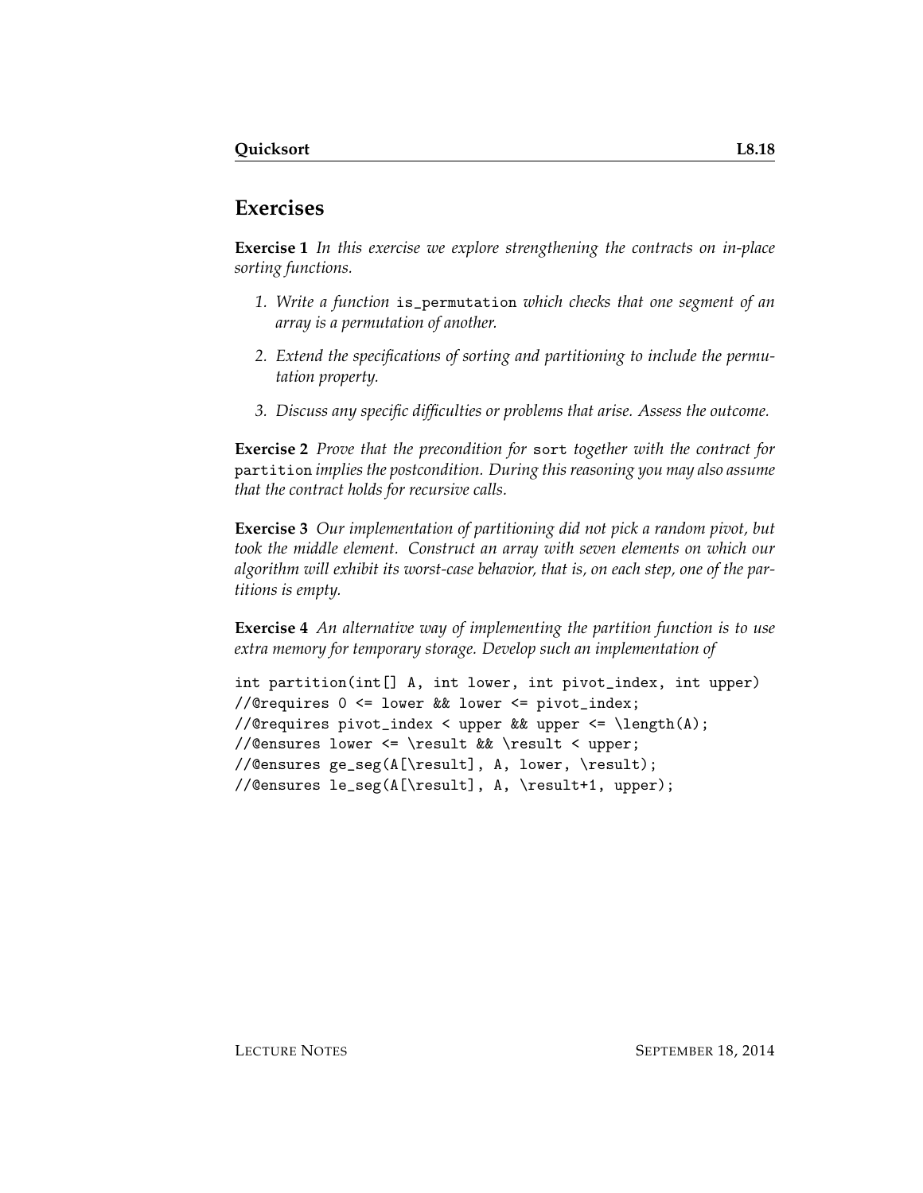## Exercises

**Exercise 1** *In this exercise we explore strengthening the contracts on in-place sorting functions.*

1. *Write a function* `is_permutation` *which checks that one segment of an array is a permutation of another.*
2. *Extend the specifications of sorting and partitioning to include the permutation property.*
3. *Discuss any specific difficulties or problems that arise. Assess the outcome.*

**Exercise 2** *Prove that the precondition for* `sort` *together with the contract for* `partition` *implies the postcondition. During this reasoning you may also assume that the contract holds for recursive calls.*

**Exercise 3** *Our implementation of partitioning did not pick a random pivot, but took the middle element. Construct an array with seven elements on which our algorithm will exhibit its worst-case behavior, that is, on each step, one of the partitions is empty.*

**Exercise 4** *An alternative way of implementing the partition function is to use extra memory for temporary storage. Develop such an implementation of*

```
int partition(int[] A, int lower, int pivot_index, int upper)
//@requires 0 <= lower && lower <= pivot_index;
//@requires pivot_index < upper && upper <= \length(A);
//@ensures lower <= \result && \result < upper;
//@ensures ge_seg(A[\result], A, lower, \result);
//@ensures le_seg(A[\result], A, \result+1, upper);
```